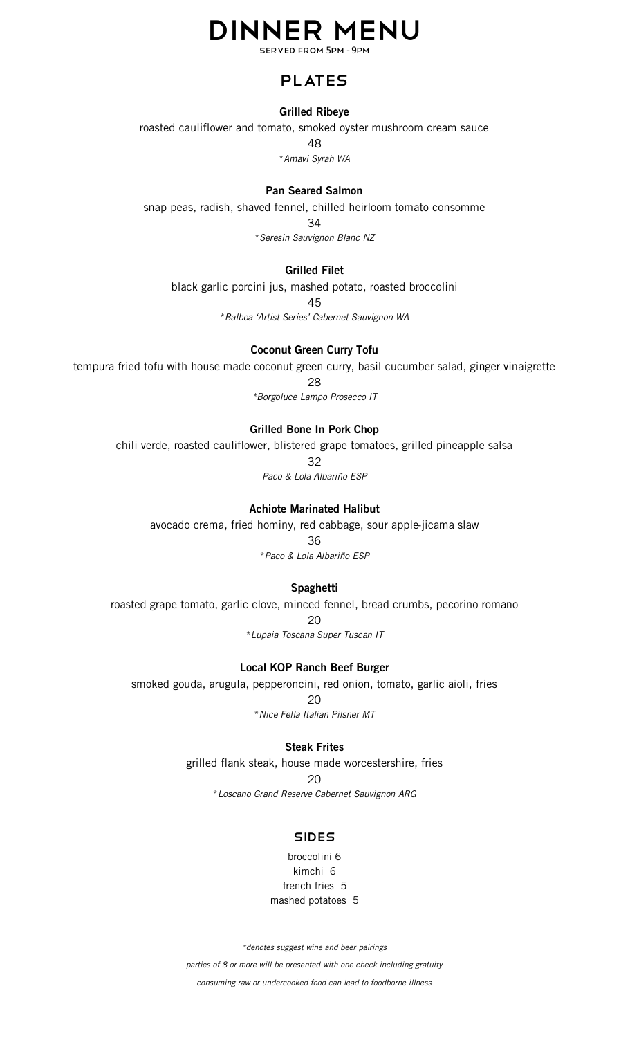# DINNER MENU

SERVED FROM 5PM - 9PM

## PLATES

**Grilled Ribeye**

roasted cauliflower and tomato, smoked oyster mushroom cream sauce

48

*\*Amavi Syrah WA*

**Pan Seared Salmon**

snap peas, radish, shaved fennel, chilled heirloom tomato consomme

34

*\*Seresin Sauvignon Blanc NZ*

**Grilled Filet**

black garlic porcini jus, mashed potato, roasted broccolini

45

*\*Balboa 'Artist Series' Cabernet Sauvignon WA*

**Coconut Green Curry Tofu**

tempura fried tofu with house made coconut green curry, basil cucumber salad, ginger vinaigrette

28

*\*Borgoluce Lampo Prosecco IT*

**Grilled Bone In Pork Chop**

chili verde, roasted cauliflower, blistered grape tomatoes, grilled pineapple salsa

32

*Paco & Lola Albariño ESP*

**Achiote Marinated Halibut**

avocado crema, fried hominy, red cabbage, sour apple-jicama slaw

36

*\*Paco & Lola Albariño ESP*

**Spaghetti**

roasted grape tomato, garlic clove, minced fennel, bread crumbs, pecorino romano

20

*\*Lupaia Toscana Super Tuscan IT*

**Local KOP Ranch Beef Burger**

smoked gouda, arugula, pepperoncini, red onion, tomato, garlic aioli, fries

20

*\*Nice Fella Italian Pilsner MT*

**Steak Frites**

grilled flank steak, house made worcestershire, fries

20

*\*Loscano Grand Reserve Cabernet Sauvignon ARG*

## SIDES

broccolini 6

kimchi 6

french fries 5

mashed potatoes 5

*\*denotes suggest wine and beer pairings*

*parties of 8 or more will be presented with one check including gratuity*

*consuming raw or undercooked food can lead to foodborne illness*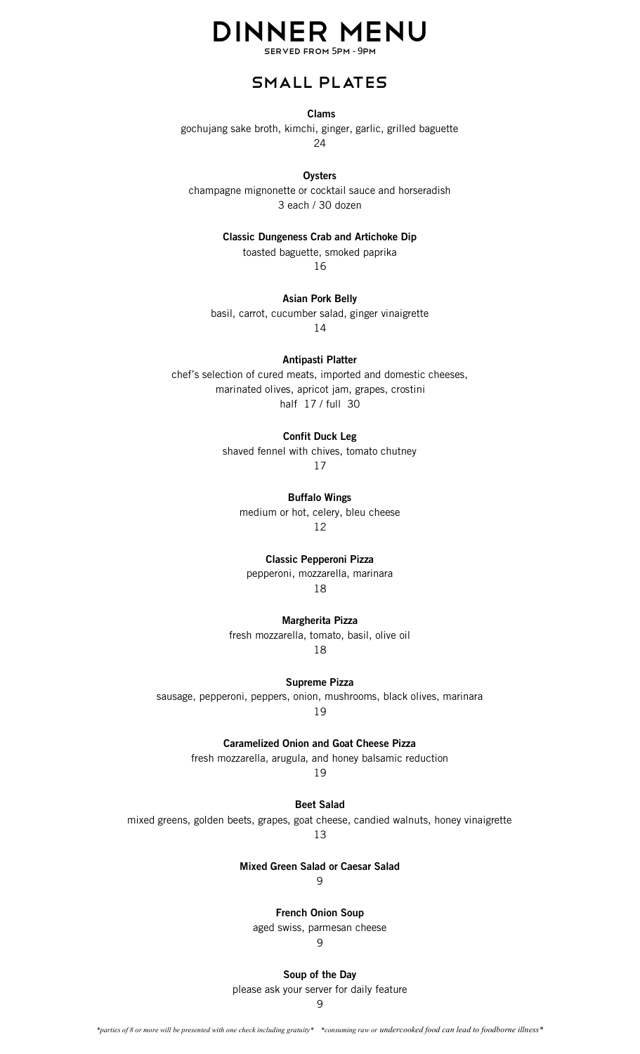# DINNER MENU

SERVED FROM 5PM - 9PM

## SMALL PLATES

**Clams**
gochujang sake broth, kimchi, ginger, garlic, grilled baguette
24

**Oysters**
champagne mignonette or cocktail sauce and horseradish
3 each / 30 dozen

**Classic Dungeness Crab and Artichoke Dip**
toasted baguette, smoked paprika
16

**Asian Pork Belly**
basil, carrot, cucumber salad, ginger vinaigrette
14

**Antipasti Platter**
chef's selection of cured meats, imported and domestic cheeses,
marinated olives, apricot jam, grapes, crostini
half 17 / full 30

**Confit Duck Leg**
shaved fennel with chives, tomato chutney
17

**Buffalo Wings**
medium or hot, celery, bleu cheese
12

**Classic Pepperoni Pizza**
pepperoni, mozzarella, marinara
18

**Margherita Pizza**
fresh mozzarella, tomato, basil, olive oil
18

**Supreme Pizza**
sausage, pepperoni, peppers, onion, mushrooms, black olives, marinara
19

**Caramelized Onion and Goat Cheese Pizza**
fresh mozzarella, arugula, and honey balsamic reduction
19

**Beet Salad**
mixed greens, golden beets, grapes, goat cheese, candied walnuts, honey vinaigrette
13

**Mixed Green Salad or Caesar Salad**
9

**French Onion Soup**
aged swiss, parmesan cheese
9

**Soup of the Day**
please ask your server for daily feature
9

*\*parties of 8 or more will be presented with one check including gratuity\* \*consuming raw or undercooked food can lead to foodborne illness\**